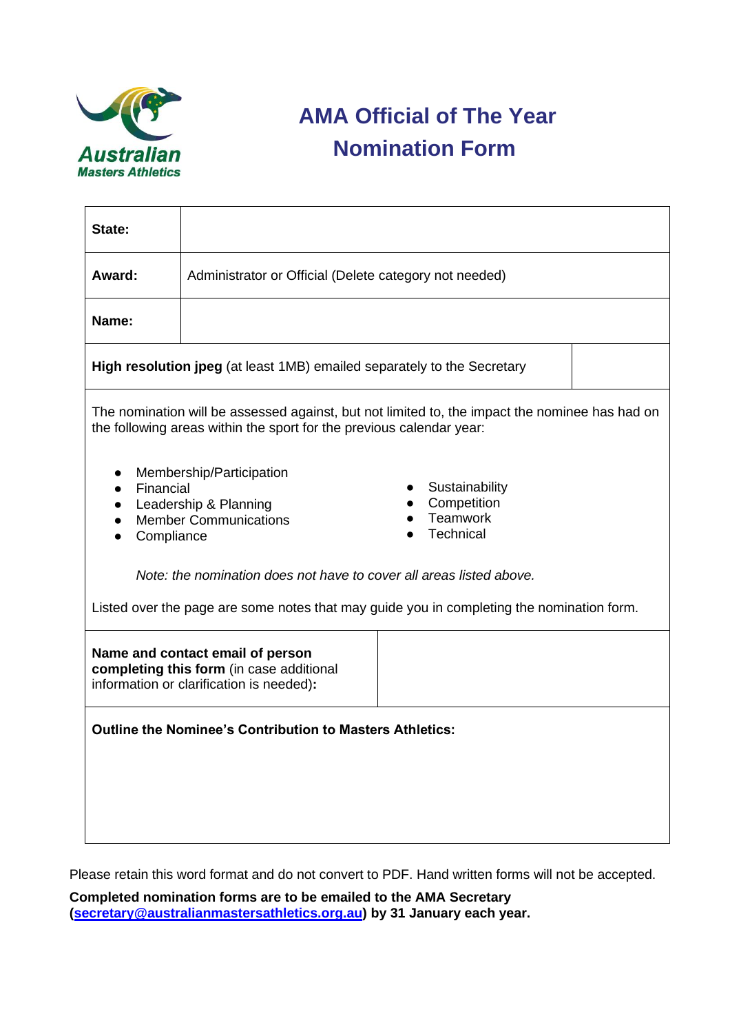Australian
Masters Athletics

# AMA Official of The Year Nomination Form

| | | |
|---|---|---|
| **State:** | | |
| **Award:** | Administrator or Official (Delete category not needed) | |
| **Name:** | | |
| **High resolution jpeg** (at least 1MB) emailed separately to the Secretary | | |

The nomination will be assessed against, but not limited to, the impact the nominee has had on the following areas within the sport for the previous calendar year:

- Membership/Participation
- Financial
- Leadership & Planning
- Member Communications
- Compliance
- Sustainability
- Competition
- Teamwork
- Technical

*Note: the nomination does not have to cover all areas listed above.*

Listed over the page are some notes that may guide you in completing the nomination form.

| | |
|---|---|
| **Name and contact email of person completing this form** (in case additional information or clarification is needed)**:** | |

**Outline the Nominee's Contribution to Masters Athletics:**

Please retain this word format and do not convert to PDF. Hand written forms will not be accepted.

**Completed nomination forms are to be emailed to the AMA Secretary (secretary@australianmastersathletics.org.au) by 31 January each year.**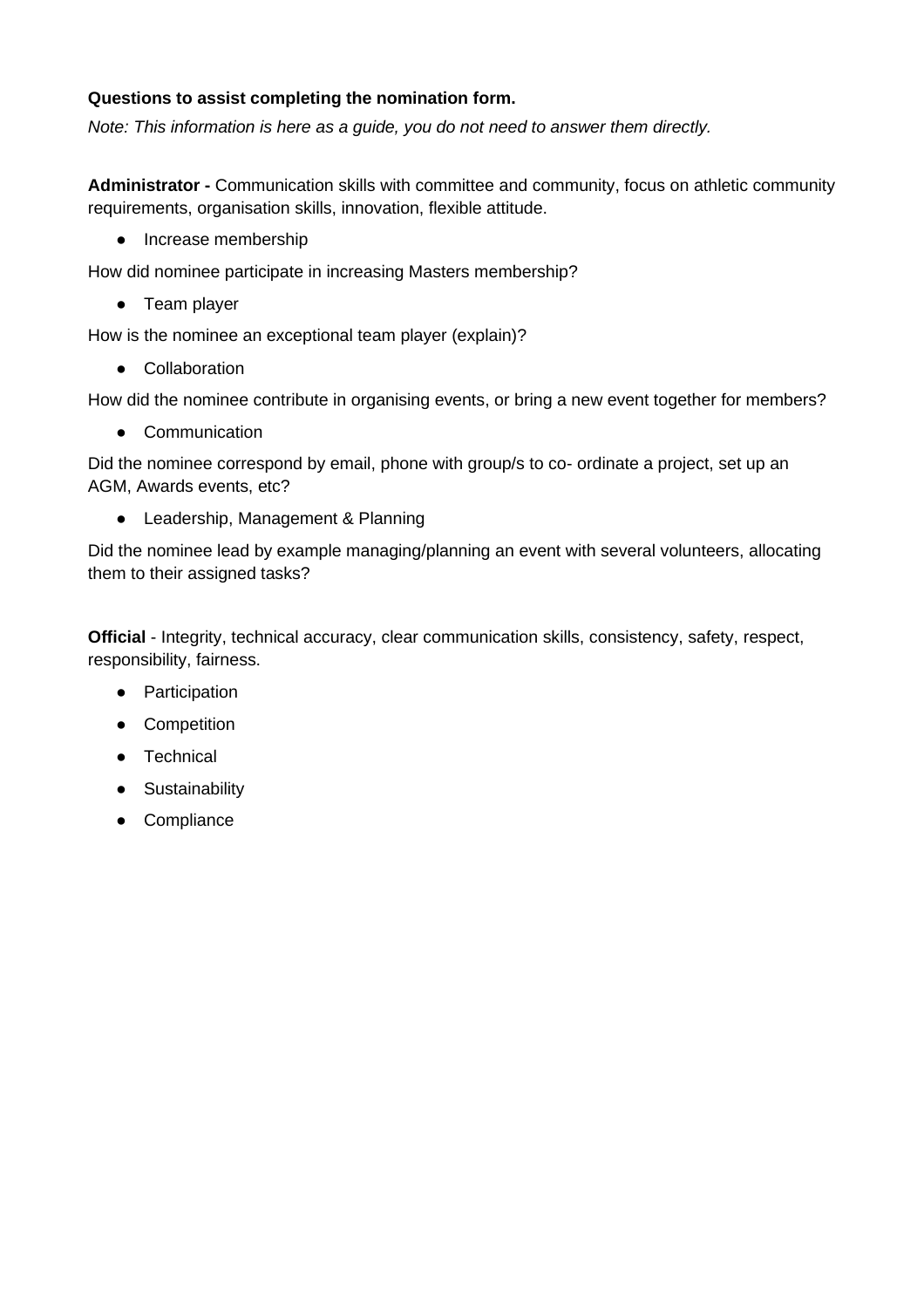**Questions to assist completing the nomination form.**

*Note: This information is here as a guide, you do not need to answer them directly.*

**Administrator -** Communication skills with committee and community, focus on athletic community requirements, organisation skills, innovation, flexible attitude.

- Increase membership

How did nominee participate in increasing Masters membership?

- Team player

How is the nominee an exceptional team player (explain)?

- Collaboration

How did the nominee contribute in organising events, or bring a new event together for members?

- Communication

Did the nominee correspond by email, phone with group/s to co- ordinate a project, set up an AGM, Awards events, etc?

- Leadership, Management & Planning

Did the nominee lead by example managing/planning an event with several volunteers, allocating them to their assigned tasks?

**Official** - Integrity, technical accuracy, clear communication skills, consistency, safety, respect, responsibility, fairness.

- Participation
- Competition
- Technical
- Sustainability
- Compliance